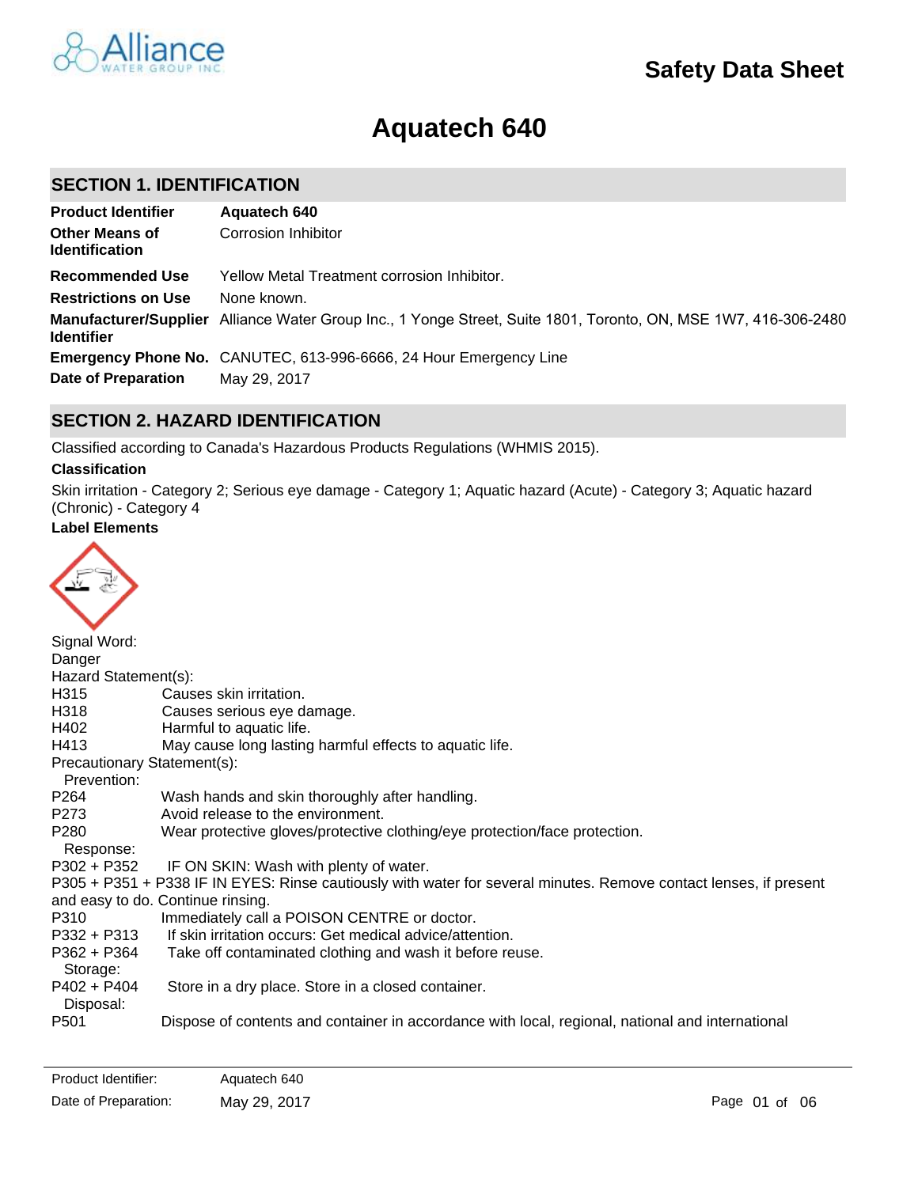# Safety Data Sheet

# Aquatech 640

## SECTION 1. IDENTIFICATION

| | |
|---|---|
| **Product Identifier** | **Aquatech 640** |
| **Other Means of Identification** | Corrosion Inhibitor |
| **Recommended Use** | Yellow Metal Treatment corrosion Inhibitor. |
| **Restrictions on Use** | None known. |
| **Manufacturer/Supplier Identifier** | Alliance Water Group Inc., 1 Yonge Street, Suite 1801, Toronto, ON, MSE 1W7, 416-306-2480 |
| **Emergency Phone No.** | CANUTEC, 613-996-6666, 24 Hour Emergency Line |
| **Date of Preparation** | May 29, 2017 |

## SECTION 2. HAZARD IDENTIFICATION

Classified according to Canada's Hazardous Products Regulations (WHMIS 2015).

**Classification**

Skin irritation - Category 2; Serious eye damage - Category 1; Aquatic hazard (Acute) - Category 3; Aquatic hazard (Chronic) - Category 4

**Label Elements**

Signal Word:
Danger

Hazard Statement(s):

H315 Causes skin irritation.
H318 Causes serious eye damage.
H402 Harmful to aquatic life.
H413 May cause long lasting harmful effects to aquatic life.

Precautionary Statement(s):

Prevention:

P264 Wash hands and skin thoroughly after handling.
P273 Avoid release to the environment.
P280 Wear protective gloves/protective clothing/eye protection/face protection.

Response:

P302 + P352 IF ON SKIN: Wash with plenty of water.
P305 + P351 + P338 IF IN EYES: Rinse cautiously with water for several minutes. Remove contact lenses, if present and easy to do. Continue rinsing.
P310 Immediately call a POISON CENTRE or doctor.
P332 + P313 If skin irritation occurs: Get medical advice/attention.
P362 + P364 Take off contaminated clothing and wash it before reuse.

Storage:

P402 + P404 Store in a dry place. Store in a closed container.

Disposal:

P501 Dispose of contents and container in accordance with local, regional, national and international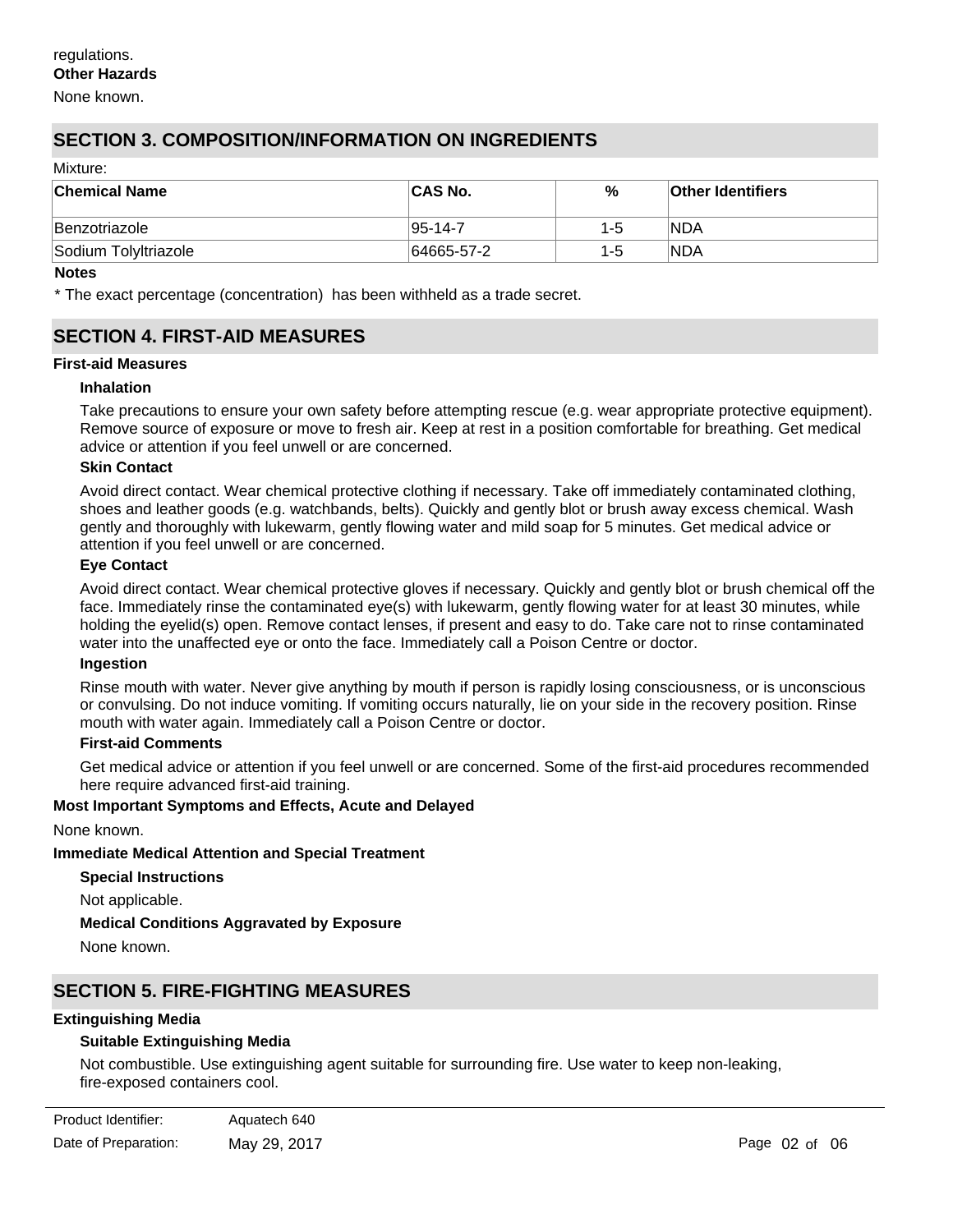regulations.

**Other Hazards**

None known.

## SECTION 3. COMPOSITION/INFORMATION ON INGREDIENTS

Mixture:

| Chemical Name | CAS No. | % | Other Identifiers |
|---|---|---|---|
| Benzotriazole | 95-14-7 | 1-5 | NDA |
| Sodium Tolyltriazole | 64665-57-2 | 1-5 | NDA |

**Notes**

* The exact percentage (concentration) has been withheld as a trade secret.

## SECTION 4. FIRST-AID MEASURES

**First-aid Measures**

**Inhalation**

Take precautions to ensure your own safety before attempting rescue (e.g. wear appropriate protective equipment). Remove source of exposure or move to fresh air. Keep at rest in a position comfortable for breathing. Get medical advice or attention if you feel unwell or are concerned.

**Skin Contact**

Avoid direct contact. Wear chemical protective clothing if necessary. Take off immediately contaminated clothing, shoes and leather goods (e.g. watchbands, belts). Quickly and gently blot or brush away excess chemical. Wash gently and thoroughly with lukewarm, gently flowing water and mild soap for 5 minutes. Get medical advice or attention if you feel unwell or are concerned.

**Eye Contact**

Avoid direct contact. Wear chemical protective gloves if necessary. Quickly and gently blot or brush chemical off the face. Immediately rinse the contaminated eye(s) with lukewarm, gently flowing water for at least 30 minutes, while holding the eyelid(s) open. Remove contact lenses, if present and easy to do. Take care not to rinse contaminated water into the unaffected eye or onto the face. Immediately call a Poison Centre or doctor.

**Ingestion**

Rinse mouth with water. Never give anything by mouth if person is rapidly losing consciousness, or is unconscious or convulsing. Do not induce vomiting. If vomiting occurs naturally, lie on your side in the recovery position. Rinse mouth with water again. Immediately call a Poison Centre or doctor.

**First-aid Comments**

Get medical advice or attention if you feel unwell or are concerned. Some of the first-aid procedures recommended here require advanced first-aid training.

**Most Important Symptoms and Effects, Acute and Delayed**

None known.

**Immediate Medical Attention and Special Treatment**

**Special Instructions**

Not applicable.

**Medical Conditions Aggravated by Exposure**

None known.

## SECTION 5. FIRE-FIGHTING MEASURES

**Extinguishing Media**

**Suitable Extinguishing Media**

Not combustible. Use extinguishing agent suitable for surrounding fire. Use water to keep non-leaking, fire-exposed containers cool.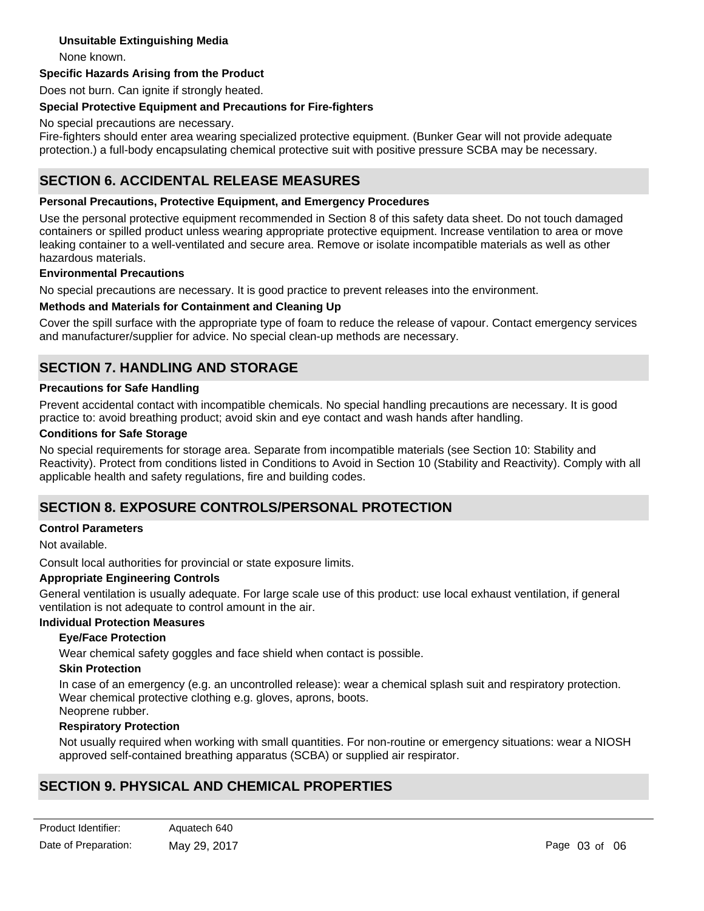#### Unsuitable Extinguishing Media

None known.

### Specific Hazards Arising from the Product

Does not burn. Can ignite if strongly heated.

### Special Protective Equipment and Precautions for Fire-fighters

No special precautions are necessary.
Fire-fighters should enter area wearing specialized protective equipment. (Bunker Gear will not provide adequate protection.) a full-body encapsulating chemical protective suit with positive pressure SCBA may be necessary.

## SECTION 6. ACCIDENTAL RELEASE MEASURES

### Personal Precautions, Protective Equipment, and Emergency Procedures

Use the personal protective equipment recommended in Section 8 of this safety data sheet. Do not touch damaged containers or spilled product unless wearing appropriate protective equipment. Increase ventilation to area or move leaking container to a well-ventilated and secure area. Remove or isolate incompatible materials as well as other hazardous materials.

### Environmental Precautions

No special precautions are necessary. It is good practice to prevent releases into the environment.

### Methods and Materials for Containment and Cleaning Up

Cover the spill surface with the appropriate type of foam to reduce the release of vapour. Contact emergency services and manufacturer/supplier for advice. No special clean-up methods are necessary.

## SECTION 7. HANDLING AND STORAGE

### Precautions for Safe Handling

Prevent accidental contact with incompatible chemicals. No special handling precautions are necessary. It is good practice to: avoid breathing product; avoid skin and eye contact and wash hands after handling.

### Conditions for Safe Storage

No special requirements for storage area. Separate from incompatible materials (see Section 10: Stability and Reactivity). Protect from conditions listed in Conditions to Avoid in Section 10 (Stability and Reactivity). Comply with all applicable health and safety regulations, fire and building codes.

## SECTION 8. EXPOSURE CONTROLS/PERSONAL PROTECTION

### Control Parameters

Not available.

Consult local authorities for provincial or state exposure limits.

### Appropriate Engineering Controls

General ventilation is usually adequate. For large scale use of this product: use local exhaust ventilation, if general ventilation is not adequate to control amount in the air.

### Individual Protection Measures

#### Eye/Face Protection

Wear chemical safety goggles and face shield when contact is possible.

#### Skin Protection

In case of an emergency (e.g. an uncontrolled release): wear a chemical splash suit and respiratory protection.
Wear chemical protective clothing e.g. gloves, aprons, boots.
Neoprene rubber.

#### Respiratory Protection

Not usually required when working with small quantities. For non-routine or emergency situations: wear a NIOSH approved self-contained breathing apparatus (SCBA) or supplied air respirator.

## SECTION 9. PHYSICAL AND CHEMICAL PROPERTIES

Product Identifier: Aquatech 640
Date of Preparation: May 29, 2017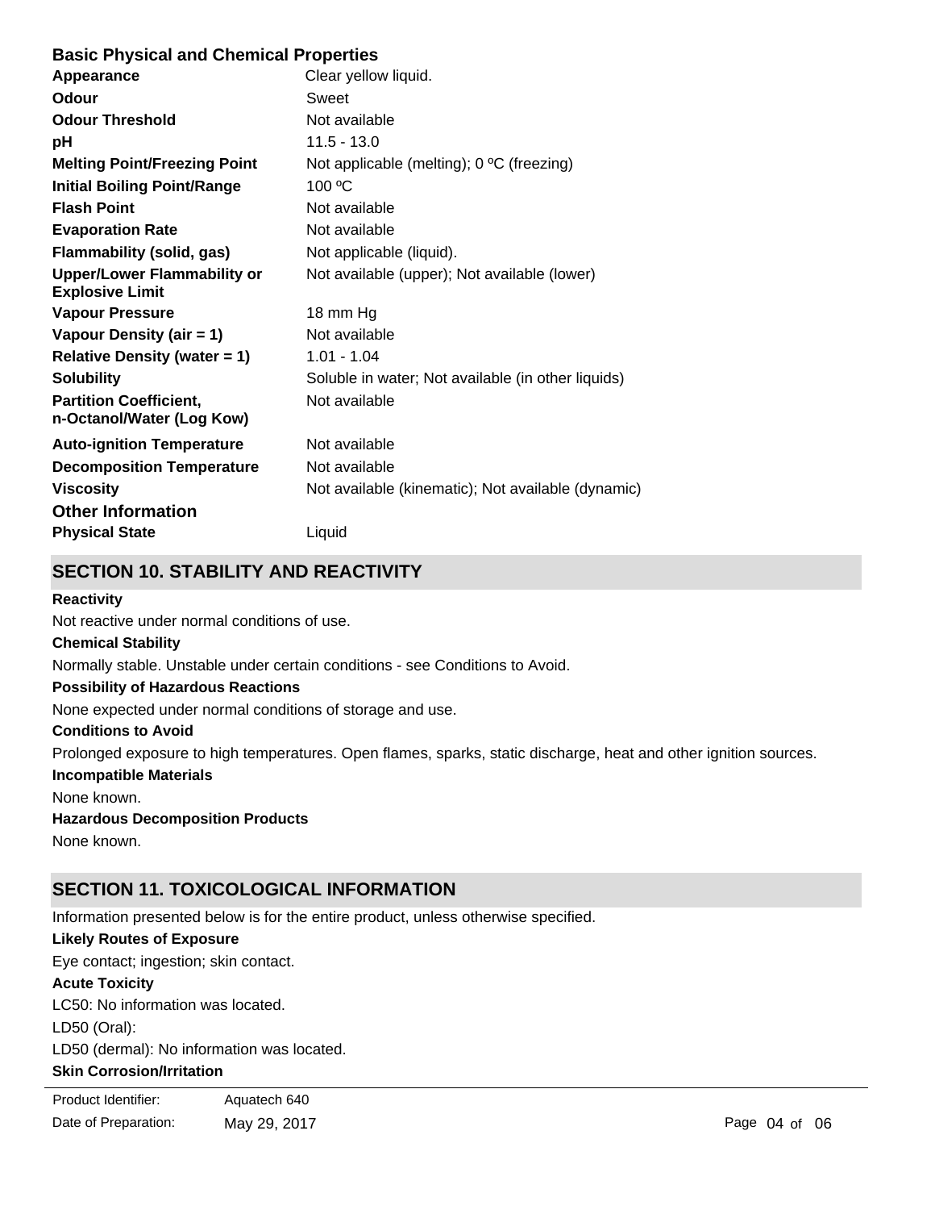### Basic Physical and Chemical Properties

| | |
|---|---|
| **Appearance** | Clear yellow liquid. |
| **Odour** | Sweet |
| **Odour Threshold** | Not available |
| **pH** | 11.5 - 13.0 |
| **Melting Point/Freezing Point** | Not applicable (melting); 0 ºC (freezing) |
| **Initial Boiling Point/Range** | 100 ºC |
| **Flash Point** | Not available |
| **Evaporation Rate** | Not available |
| **Flammability (solid, gas)** | Not applicable (liquid). |
| **Upper/Lower Flammability or Explosive Limit** | Not available (upper); Not available (lower) |
| **Vapour Pressure** | 18 mm Hg |
| **Vapour Density (air = 1)** | Not available |
| **Relative Density (water = 1)** | 1.01 - 1.04 |
| **Solubility** | Soluble in water; Not available (in other liquids) |
| **Partition Coefficient, n-Octanol/Water (Log Kow)** | Not available |
| **Auto-ignition Temperature** | Not available |
| **Decomposition Temperature** | Not available |
| **Viscosity** | Not available (kinematic); Not available (dynamic) |

### Other Information

| | |
|---|---|
| **Physical State** | Liquid |

## SECTION 10. STABILITY AND REACTIVITY

**Reactivity**

Not reactive under normal conditions of use.

**Chemical Stability**

Normally stable. Unstable under certain conditions - see Conditions to Avoid.

**Possibility of Hazardous Reactions**

None expected under normal conditions of storage and use.

**Conditions to Avoid**

Prolonged exposure to high temperatures. Open flames, sparks, static discharge, heat and other ignition sources.

**Incompatible Materials**

None known.

**Hazardous Decomposition Products**

None known.

## SECTION 11. TOXICOLOGICAL INFORMATION

Information presented below is for the entire product, unless otherwise specified.

**Likely Routes of Exposure**

Eye contact; ingestion; skin contact.

**Acute Toxicity**

LC50: No information was located.

LD50 (Oral):

LD50 (dermal): No information was located.

**Skin Corrosion/Irritation**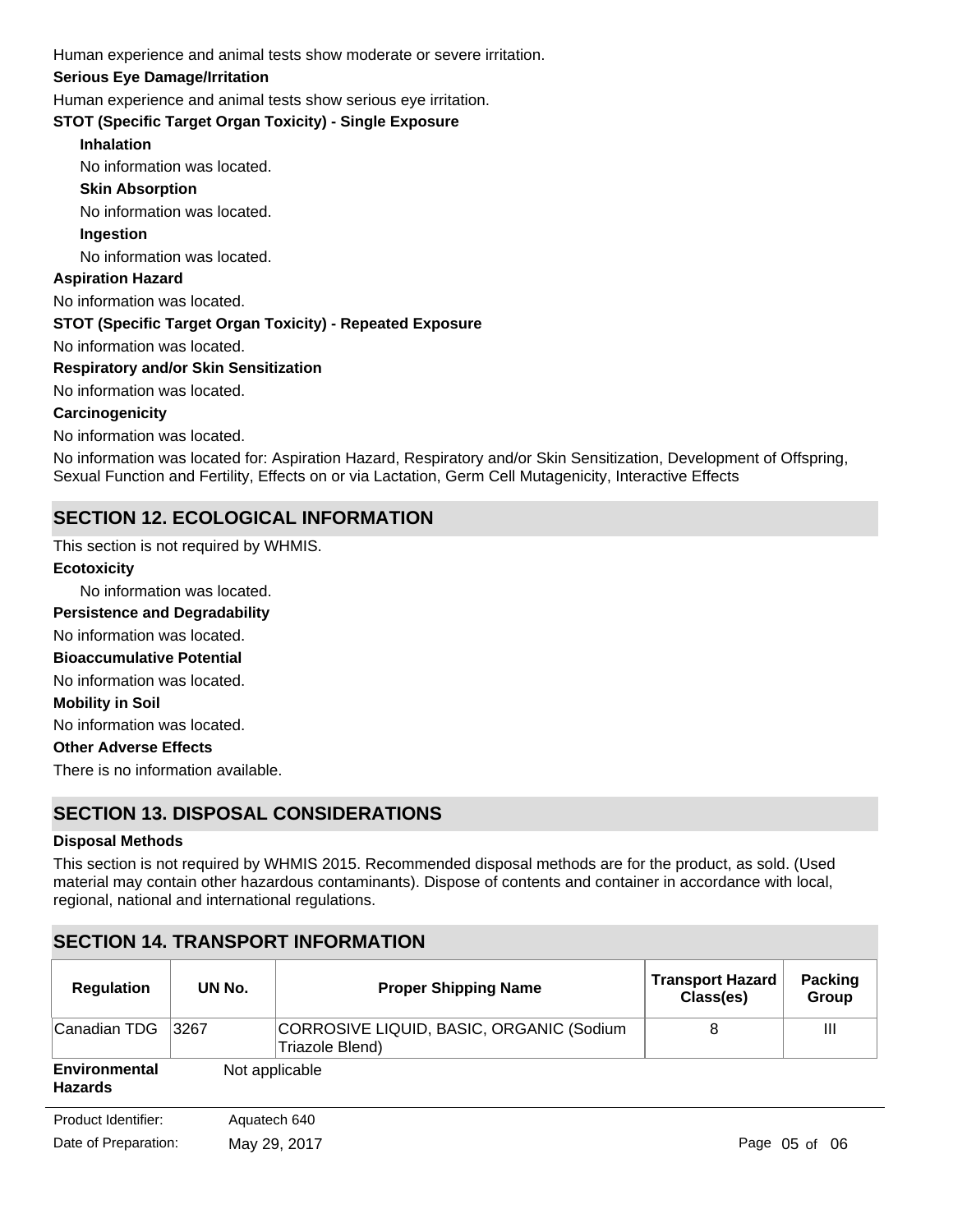Human experience and animal tests show moderate or severe irritation.

**Serious Eye Damage/Irritation**

Human experience and animal tests show serious eye irritation.

**STOT (Specific Target Organ Toxicity) - Single Exposure**

**Inhalation**

No information was located.

**Skin Absorption**

No information was located.

**Ingestion**

No information was located.

**Aspiration Hazard**

No information was located.

**STOT (Specific Target Organ Toxicity) - Repeated Exposure**

No information was located.

**Respiratory and/or Skin Sensitization**

No information was located.

**Carcinogenicity**

No information was located.

No information was located for: Aspiration Hazard, Respiratory and/or Skin Sensitization, Development of Offspring, Sexual Function and Fertility, Effects on or via Lactation, Germ Cell Mutagenicity, Interactive Effects

## SECTION 12. ECOLOGICAL INFORMATION

This section is not required by WHMIS.

**Ecotoxicity**

No information was located.

**Persistence and Degradability**

No information was located.

**Bioaccumulative Potential**

No information was located.

**Mobility in Soil**

No information was located.

**Other Adverse Effects**

There is no information available.

## SECTION 13. DISPOSAL CONSIDERATIONS

**Disposal Methods**

This section is not required by WHMIS 2015. Recommended disposal methods are for the product, as sold. (Used material may contain other hazardous contaminants). Dispose of contents and container in accordance with local, regional, national and international regulations.

## SECTION 14. TRANSPORT INFORMATION

| Regulation | UN No. | Proper Shipping Name | Transport Hazard Class(es) | Packing Group |
|---|---|---|---|---|
| Canadian TDG | 3267 | CORROSIVE LIQUID, BASIC, ORGANIC (Sodium Triazole Blend) | 8 | III |

**Environmental Hazards** Not applicable

Product Identifier: Aquatech 640

Date of Preparation: May 29, 2017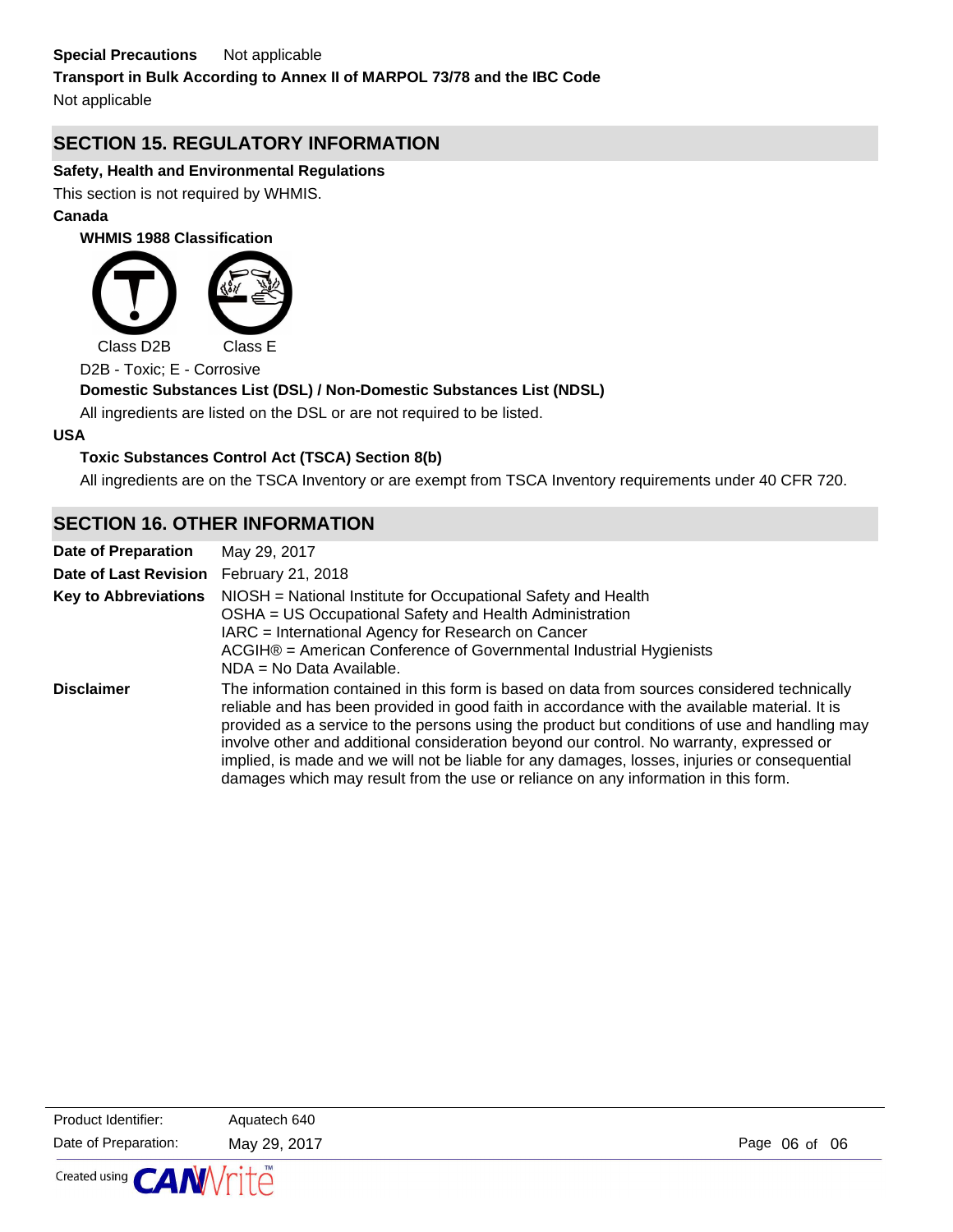**Special Precautions** Not applicable

**Transport in Bulk According to Annex II of MARPOL 73/78 and the IBC Code**

Not applicable

## SECTION 15. REGULATORY INFORMATION

**Safety, Health and Environmental Regulations**

This section is not required by WHMIS.

**Canada**

**WHMIS 1988 Classification**

Class D2B Class E

D2B - Toxic; E - Corrosive

**Domestic Substances List (DSL) / Non-Domestic Substances List (NDSL)**

All ingredients are listed on the DSL or are not required to be listed.

**USA**

**Toxic Substances Control Act (TSCA) Section 8(b)**

All ingredients are on the TSCA Inventory or are exempt from TSCA Inventory requirements under 40 CFR 720.

## SECTION 16. OTHER INFORMATION

**Date of Preparation** May 29, 2017

**Date of Last Revision** February 21, 2018

**Key to Abbreviations**
NIOSH = National Institute for Occupational Safety and Health
OSHA = US Occupational Safety and Health Administration
IARC = International Agency for Research on Cancer
ACGIH® = American Conference of Governmental Industrial Hygienists
NDA = No Data Available.

**Disclaimer** The information contained in this form is based on data from sources considered technically reliable and has been provided in good faith in accordance with the available material. It is provided as a service to the persons using the product but conditions of use and handling may involve other and additional consideration beyond our control. No warranty, expressed or implied, is made and we will not be liable for any damages, losses, injuries or consequential damages which may result from the use or reliance on any information in this form.